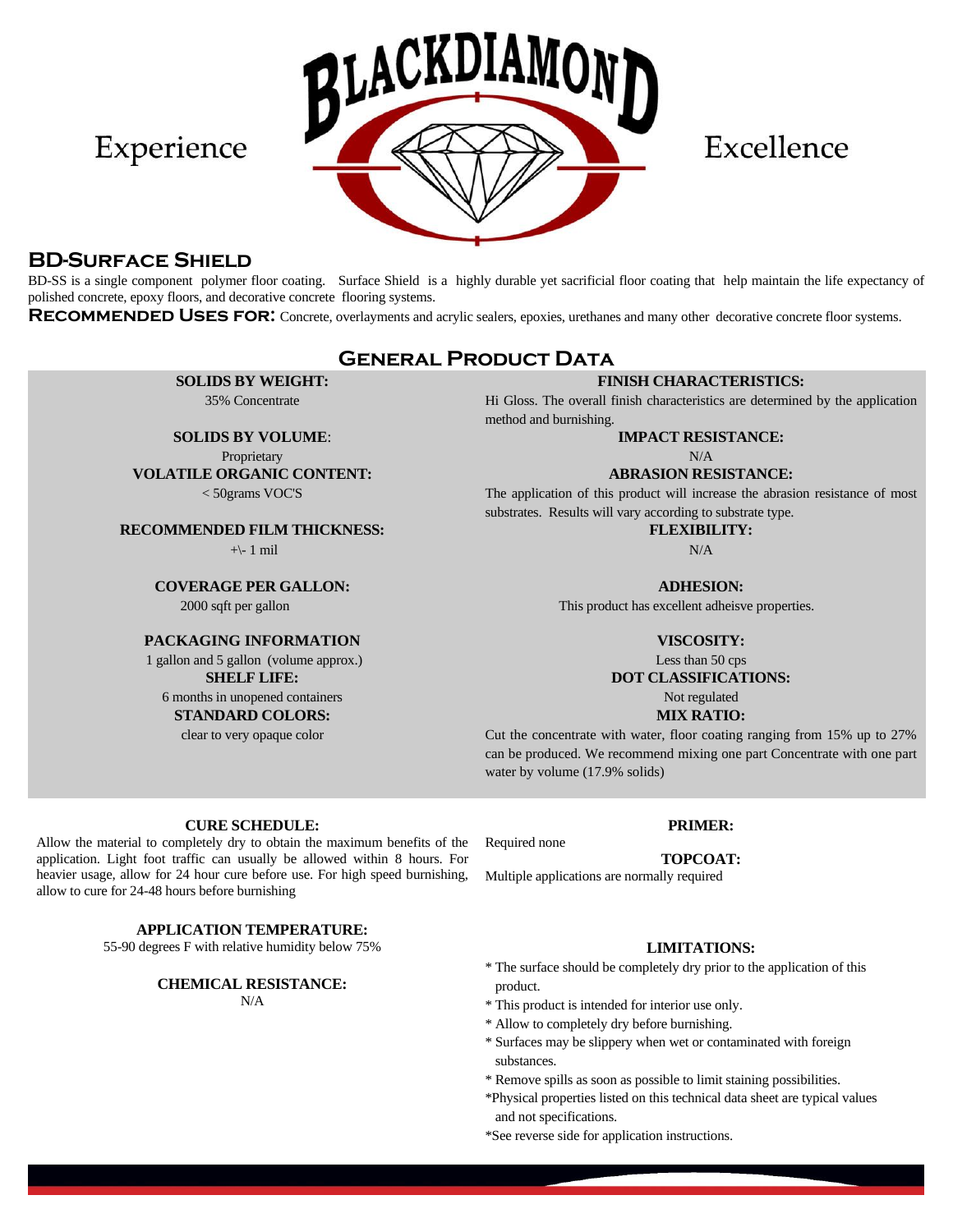Experience **BLACKDIAMOND** Excellence

## BD-Surface Shield

BD-SS is a single component polymer floor coating. Surface Shield is a highly durable yet sacrificial floor coating that help maintain the life expectancy of polished concrete, epoxy floors, and decorative concrete flooring systems.

**Recommended Uses for:** Concrete, overlayments and acrylic sealers, epoxies, urethanes and many other decorative concrete floor systems.

## General Product Data

**SOLIDS BY WEIGHT:**
35% Concentrate

**SOLIDS BY VOLUME:**
Proprietary

**VOLATILE ORGANIC CONTENT:**
< 50grams VOC'S

**RECOMMENDED FILM THICKNESS:**
+\- 1 mil

**COVERAGE PER GALLON:**
2000 sqft per gallon

**PACKAGING INFORMATION**
1 gallon and 5 gallon (volume approx.)

**SHELF LIFE:**
6 months in unopened containers

**STANDARD COLORS:**
clear to very opaque color

**FINISH CHARACTERISTICS:**
Hi Gloss. The overall finish characteristics are determined by the application method and burnishing.

**IMPACT RESISTANCE:**
N/A

**ABRASION RESISTANCE:**
The application of this product will increase the abrasion resistance of most substrates. Results will vary according to substrate type.

**FLEXIBILITY:**
N/A

**ADHESION:**
This product has excellent adheisve properties.

**VISCOSITY:**
Less than 50 cps

**DOT CLASSIFICATIONS:**
Not regulated

**MIX RATIO:**
Cut the concentrate with water, floor coating ranging from 15% up to 27% can be produced. We recommend mixing one part Concentrate with one part water by volume (17.9% solids)

**CURE SCHEDULE:**
Allow the material to completely dry to obtain the maximum benefits of the application. Light foot traffic can usually be allowed within 8 hours. For heavier usage, allow for 24 hour cure before use. For high speed burnishing, allow to cure for 24-48 hours before burnishing

**APPLICATION TEMPERATURE:**
55-90 degrees F with relative humidity below 75%

**CHEMICAL RESISTANCE:**
N/A

**PRIMER:**
Required none

**TOPCOAT:**
Multiple applications are normally required

**LIMITATIONS:**

* The surface should be completely dry prior to the application of this product.
* This product is intended for interior use only.
* Allow to completely dry before burnishing.
* Surfaces may be slippery when wet or contaminated with foreign substances.
* Remove spills as soon as possible to limit staining possibilities.
* Physical properties listed on this technical data sheet are typical values and not specifications.
* See reverse side for application instructions.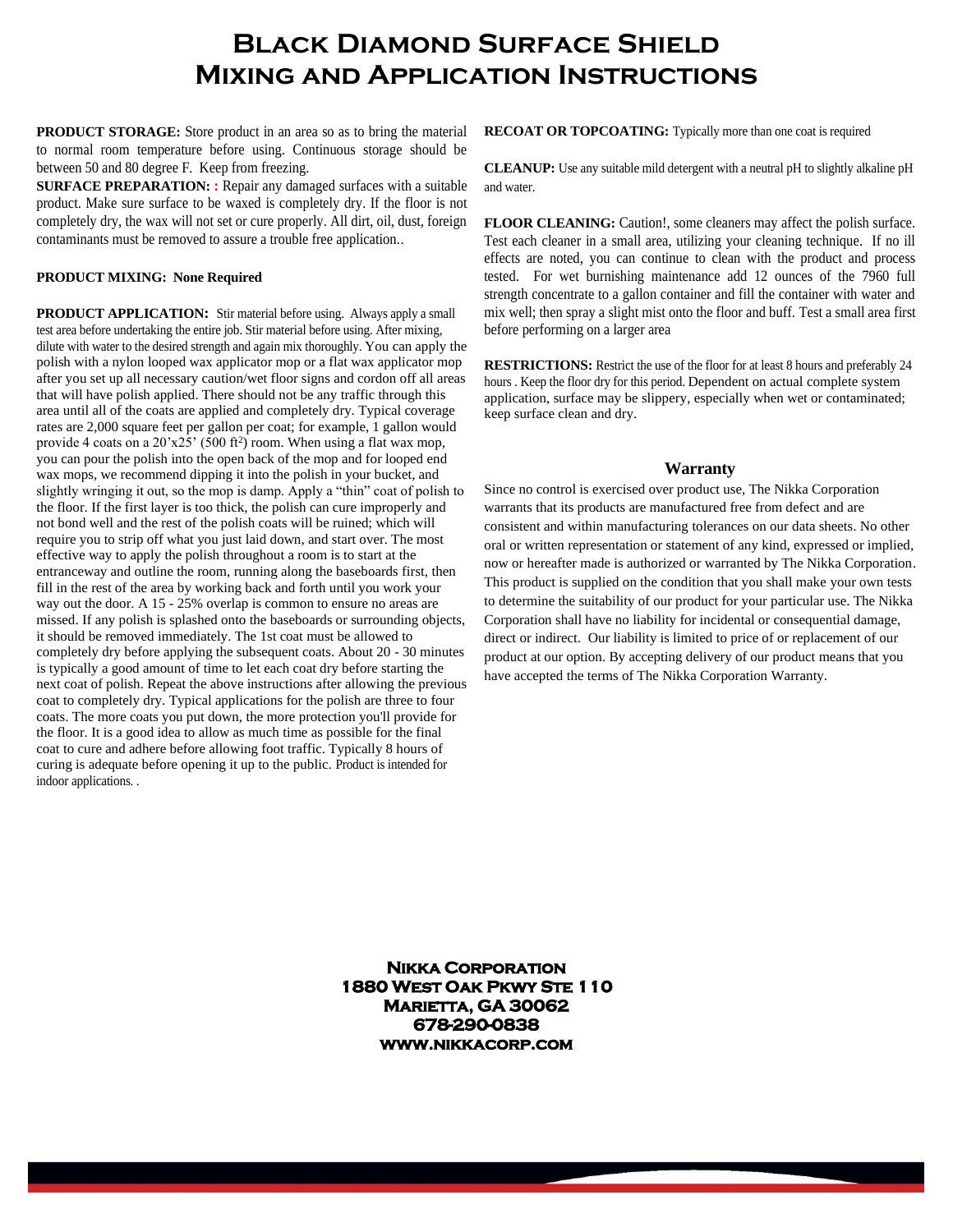# Black Diamond Surface Shield Mixing and Application Instructions

**PRODUCT STORAGE:** Store product in an area so as to bring the material to normal room temperature before using. Continuous storage should be between 50 and 80 degree F. Keep from freezing.

**SURFACE PREPARATION: :** Repair any damaged surfaces with a suitable product. Make sure surface to be waxed is completely dry. If the floor is not completely dry, the wax will not set or cure properly. All dirt, oil, dust, foreign contaminants must be removed to assure a trouble free application..

**PRODUCT MIXING: None Required**

**PRODUCT APPLICATION:** Stir material before using. Always apply a small test area before undertaking the entire job. Stir material before using. After mixing, dilute with water to the desired strength and again mix thoroughly. You can apply the polish with a nylon looped wax applicator mop or a flat wax applicator mop after you set up all necessary caution/wet floor signs and cordon off all areas that will have polish applied. There should not be any traffic through this area until all of the coats are applied and completely dry. Typical coverage rates are 2,000 square feet per gallon per coat; for example, 1 gallon would provide 4 coats on a 20'x25' (500 ft$^2$) room. When using a flat wax mop, you can pour the polish into the open back of the mop and for looped end wax mops, we recommend dipping it into the polish in your bucket, and slightly wringing it out, so the mop is damp. Apply a "thin" coat of polish to the floor. If the first layer is too thick, the polish can cure improperly and not bond well and the rest of the polish coats will be ruined; which will require you to strip off what you just laid down, and start over. The most effective way to apply the polish throughout a room is to start at the entranceway and outline the room, running along the baseboards first, then fill in the rest of the area by working back and forth until you work your way out the door. A 15 - 25% overlap is common to ensure no areas are missed. If any polish is splashed onto the baseboards or surrounding objects, it should be removed immediately. The 1st coat must be allowed to completely dry before applying the subsequent coats. About 20 - 30 minutes is typically a good amount of time to let each coat dry before starting the next coat of polish. Repeat the above instructions after allowing the previous coat to completely dry. Typical applications for the polish are three to four coats. The more coats you put down, the more protection you'll provide for the floor. It is a good idea to allow as much time as possible for the final coat to cure and adhere before allowing foot traffic. Typically 8 hours of curing is adequate before opening it up to the public. Product is intended for indoor applications. .

**RECOAT OR TOPCOATING:** Typically more than one coat is required

**CLEANUP:** Use any suitable mild detergent with a neutral pH to slightly alkaline pH and water.

**FLOOR CLEANING:** Caution!, some cleaners may affect the polish surface. Test each cleaner in a small area, utilizing your cleaning technique. If no ill effects are noted, you can continue to clean with the product and process tested. For wet burnishing maintenance add 12 ounces of the 7960 full strength concentrate to a gallon container and fill the container with water and mix well; then spray a slight mist onto the floor and buff. Test a small area first before performing on a larger area

**RESTRICTIONS:** Restrict the use of the floor for at least 8 hours and preferably 24 hours . Keep the floor dry for this period. Dependent on actual complete system application, surface may be slippery, especially when wet or contaminated; keep surface clean and dry.

## Warranty

Since no control is exercised over product use, The Nikka Corporation warrants that its products are manufactured free from defect and are consistent and within manufacturing tolerances on our data sheets. No other oral or written representation or statement of any kind, expressed or implied, now or hereafter made is authorized or warranted by The Nikka Corporation. This product is supplied on the condition that you shall make your own tests to determine the suitability of our product for your particular use. The Nikka Corporation shall have no liability for incidental or consequential damage, direct or indirect. Our liability is limited to price of or replacement of our product at our option. By accepting delivery of our product means that you have accepted the terms of The Nikka Corporation Warranty.

**Nikka Corporation**
**1880 West Oak Pkwy Ste 110**
**Marietta, GA 30062**
**678-290-0838**
**www.nikkacorp.com**